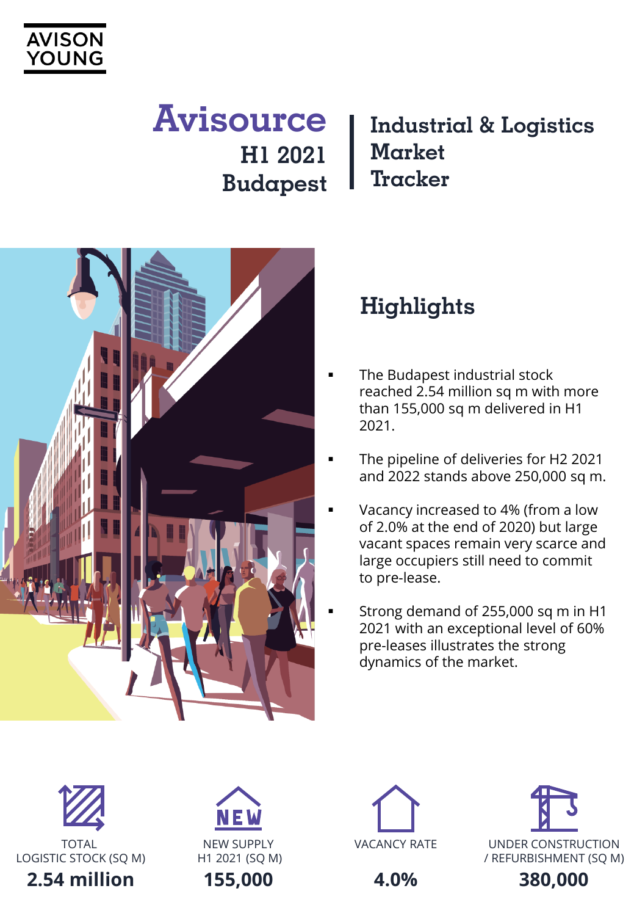AVISON YOUNG

# Avisource H1 2021 Budapest

## Industrial & Logistics Market Tracker

## Highlights

- The Budapest industrial stock reached 2.54 million sq m with more than 155,000 sq m delivered in H1 2021.
- The pipeline of deliveries for H2 2021 and 2022 stands above 250,000 sq m.
- Vacancy increased to 4% (from a low of 2.0% at the end of 2020) but large vacant spaces remain very scarce and large occupiers still need to commit to pre-lease.
- Strong demand of 255,000 sq m in H1 2021 with an exceptional level of 60% pre-leases illustrates the strong dynamics of the market.

| TOTAL LOGISTIC STOCK (SQ M) | NEW SUPPLY H1 2021 (SQ M) | VACANCY RATE | UNDER CONSTRUCTION / REFURBISHMENT (SQ M) |
| --- | --- | --- | --- |
| **2.54 million** | **155,000** | **4.0%** | **380,000** |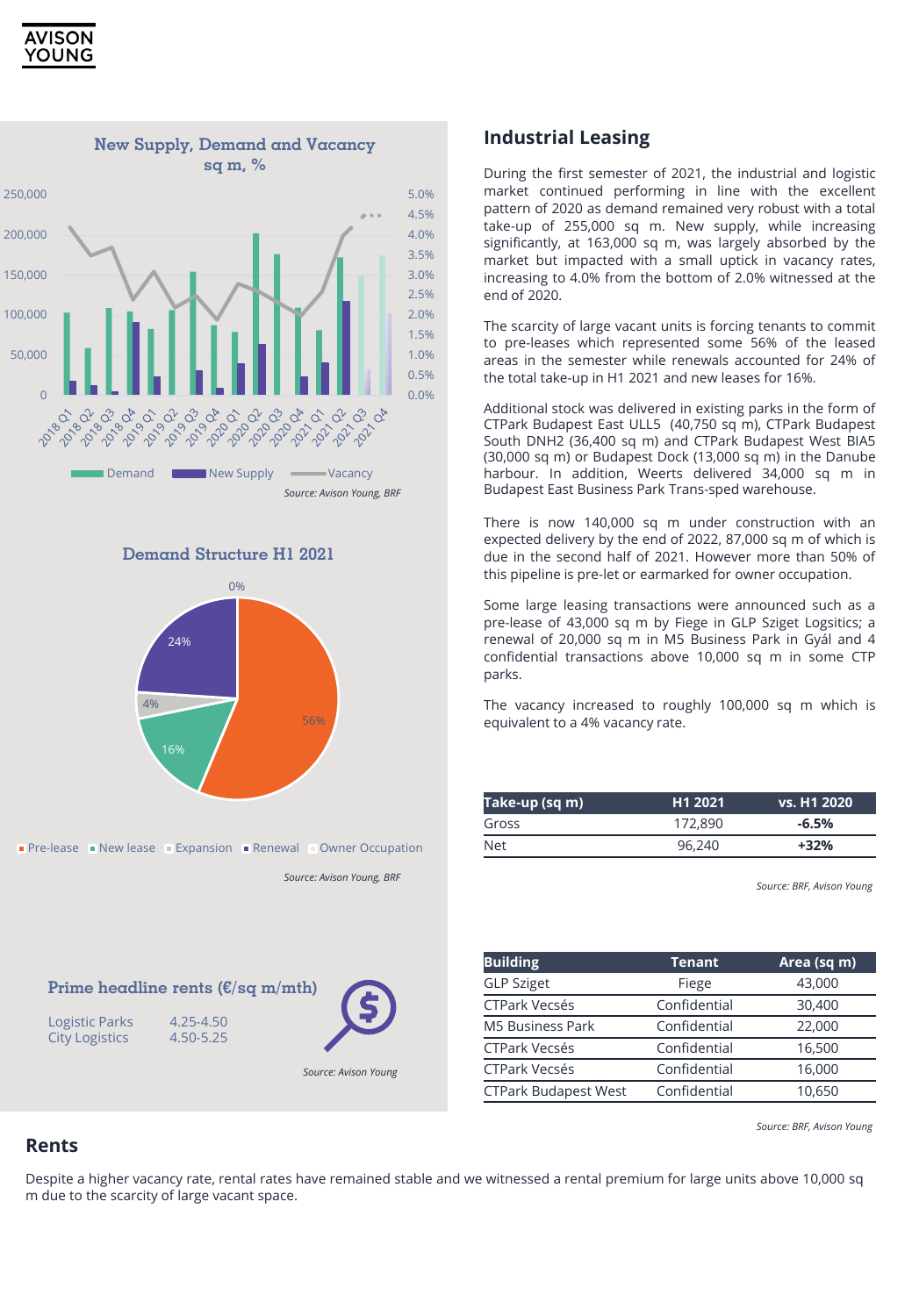## New Supply, Demand and Vacancy

sq m, %

Demand | New Supply | Vacancy

*Source: Avison Young, BRF*

## Demand Structure H1 2021

Pre-lease 56% | New lease 16% | Expansion 4% | Renewal 24% | Owner Occupation 0%

*Source: Avison Young, BRF*

## Prime headline rents (€/sq m/mth)

| | |
|---|---|
| Logistic Parks | 4.25-4.50 |
| City Logistics | 4.50-5.25 |

*Source: Avison Young*

## Industrial Leasing

During the first semester of 2021, the industrial and logistic market continued performing in line with the excellent pattern of 2020 as demand remained very robust with a total take-up of 255,000 sq m. New supply, while increasing significantly, at 163,000 sq m, was largely absorbed by the market but impacted with a small uptick in vacancy rates, increasing to 4.0% from the bottom of 2.0% witnessed at the end of 2020.

The scarcity of large vacant units is forcing tenants to commit to pre-leases which represented some 56% of the leased areas in the semester while renewals accounted for 24% of the total take-up in H1 2021 and new leases for 16%.

Additional stock was delivered in existing parks in the form of CTPark Budapest East ULL5 (40,750 sq m), CTPark Budapest South DNH2 (36,400 sq m) and CTPark Budapest West BIA5 (30,000 sq m) or Budapest Dock (13,000 sq m) in the Danube harbour. In addition, Weerts delivered 34,000 sq m in Budapest East Business Park Trans-sped warehouse.

There is now 140,000 sq m under construction with an expected delivery by the end of 2022, 87,000 sq m of which is due in the second half of 2021. However more than 50% of this pipeline is pre-let or earmarked for owner occupation.

Some large leasing transactions were announced such as a pre-lease of 43,000 sq m by Fiege in GLP Sziget Logsitics; a renewal of 20,000 sq m in M5 Business Park in Gyál and 4 confidential transactions above 10,000 sq m in some CTP parks.

The vacancy increased to roughly 100,000 sq m which is equivalent to a 4% vacancy rate.

| Take-up (sq m) | H1 2021 | vs. H1 2020 |
|---|---|---|
| Gross | 172,890 | **-6.5%** |
| Net | 96,240 | **+32%** |

*Source: BRF, Avison Young*

| Building | Tenant | Area (sq m) |
|---|---|---|
| GLP Sziget | Fiege | 43,000 |
| CTPark Vecsés | Confidential | 30,400 |
| M5 Business Park | Confidential | 22,000 |
| CTPark Vecsés | Confidential | 16,500 |
| CTPark Vecsés | Confidential | 16,000 |
| CTPark Budapest West | Confidential | 10,650 |

*Source: BRF, Avison Young*

## Rents

Despite a higher vacancy rate, rental rates have remained stable and we witnessed a rental premium for large units above 10,000 sq m due to the scarcity of large vacant space.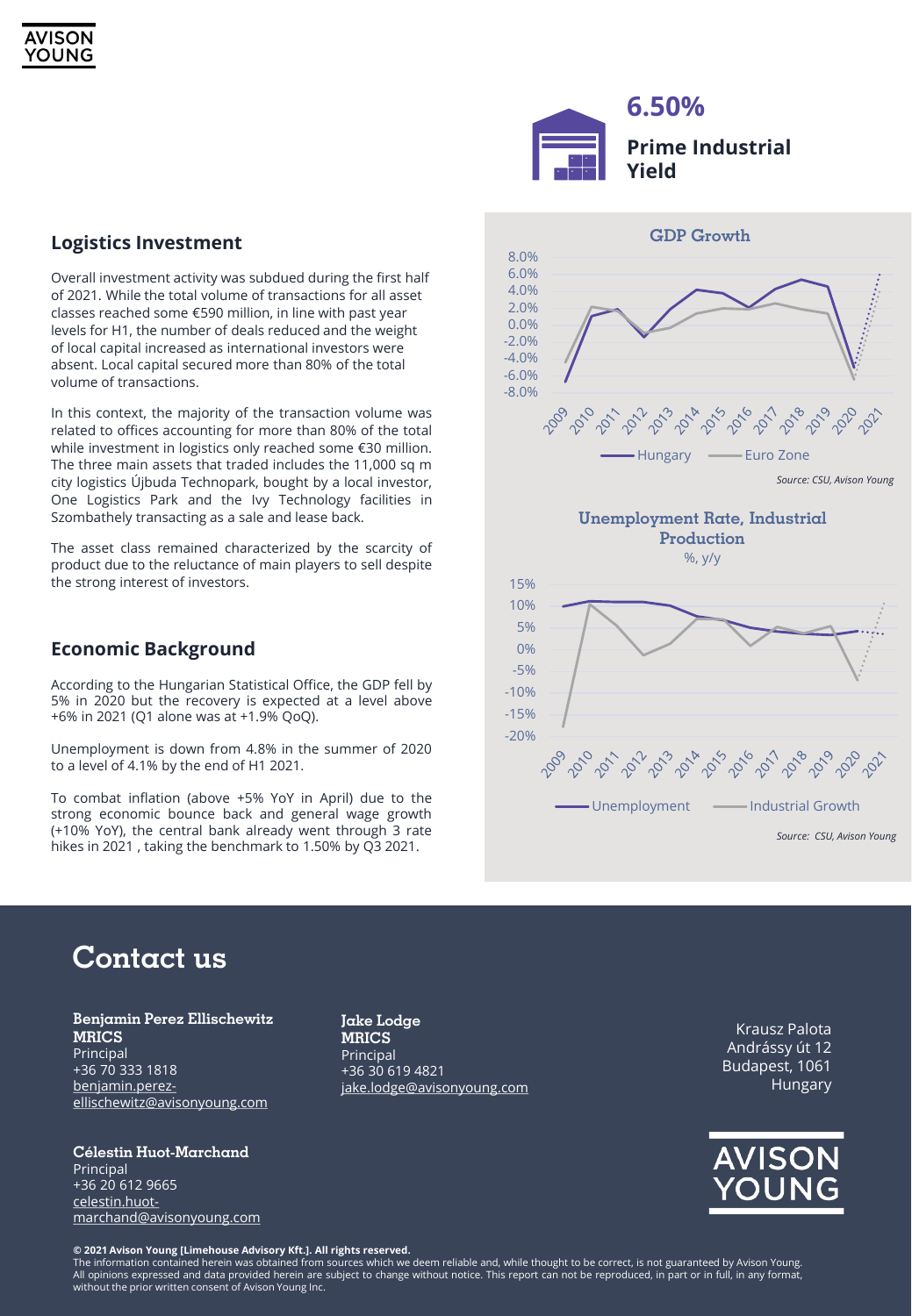**6.50%**

**Prime Industrial Yield**

## Logistics Investment

Overall investment activity was subdued during the first half of 2021. While the total volume of transactions for all asset classes reached some €590 million, in line with past year levels for H1, the number of deals reduced and the weight of local capital increased as international investors were absent. Local capital secured more than 80% of the total volume of transactions.

In this context, the majority of the transaction volume was related to offices accounting for more than 80% of the total while investment in logistics only reached some €30 million. The three main assets that traded includes the 11,000 sq m city logistics Újbuda Technopark, bought by a local investor, One Logistics Park and the Ivy Technology facilities in Szombathely transacting as a sale and lease back.

The asset class remained characterized by the scarcity of product due to the reluctance of main players to sell despite the strong interest of investors.

## Economic Background

According to the Hungarian Statistical Office, the GDP fell by 5% in 2020 but the recovery is expected at a level above +6% in 2021 (Q1 alone was at +1.9% QoQ).

Unemployment is down from 4.8% in the summer of 2020 to a level of 4.1% by the end of H1 2021.

To combat inflation (above +5% YoY in April) due to the strong economic bounce back and general wage growth (+10% YoY), the central bank already went through 3 rate hikes in 2021 , taking the benchmark to 1.50% by Q3 2021.

GDP Growth

8.0%
6.0%
4.0%
2.0%
0.0%
-2.0%
-4.0%
-6.0%
-8.0%

2009 2010 2011 2012 2013 2014 2015 2016 2017 2018 2019 2020 2021

Hungary — Euro Zone

*Source: CSU, Avison Young*

Unemployment Rate, Industrial Production

%, y/y

15%
10%
5%
0%
-5%
-10%
-15%
-20%

2009 2010 2011 2012 2013 2014 2015 2016 2017 2018 2019 2020 2021

Unemployment — Industrial Growth

*Source: CSU, Avison Young*

# Contact us

**Benjamin Perez Ellischewitz MRICS**
Principal
+36 70 333 1818
benjamin.perez-ellischewitz@avisonyoung.com

**Jake Lodge MRICS**
Principal
+36 30 619 4821
jake.lodge@avisonyoung.com

**Célestin Huot-Marchand**
Principal
+36 20 612 9665
celestin.huot-marchand@avisonyoung.com

Krausz Palota
Andrássy út 12
Budapest, 1061
Hungary

**© 2021 Avison Young [Limehouse Advisory Kft.]. All rights reserved.**
The information contained herein was obtained from sources which we deem reliable and, while thought to be correct, is not guaranteed by Avison Young. All opinions expressed and data provided herein are subject to change without notice. This report can not be reproduced, in part or in full, in any format, without the prior written consent of Avison Young Inc.